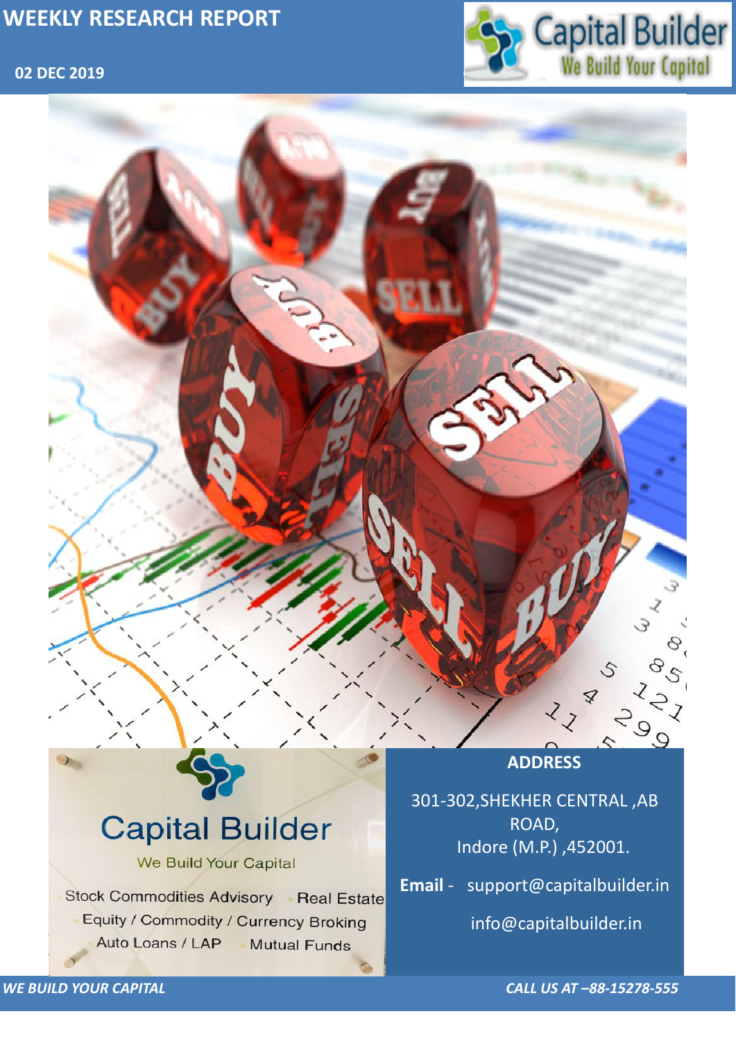# WEEKLY RESEARCH REPORT

**02 DEC 2019**

Capital Builder
We Build Your Capital

Capital Builder

We Build Your Capital

Stock Commodities Advisory · Real Estate

Equity / Commodity / Currency Broking

Auto Loans / LAP · Mutual Funds

**ADDRESS**

301-302,SHEKHER CENTRAL ,AB ROAD,
Indore (M.P.) ,452001.

**Email** - support@capitalbuilder.in

info@capitalbuilder.in

*WE BUILD YOUR CAPITAL*

*CALL US AT –88-15278-555*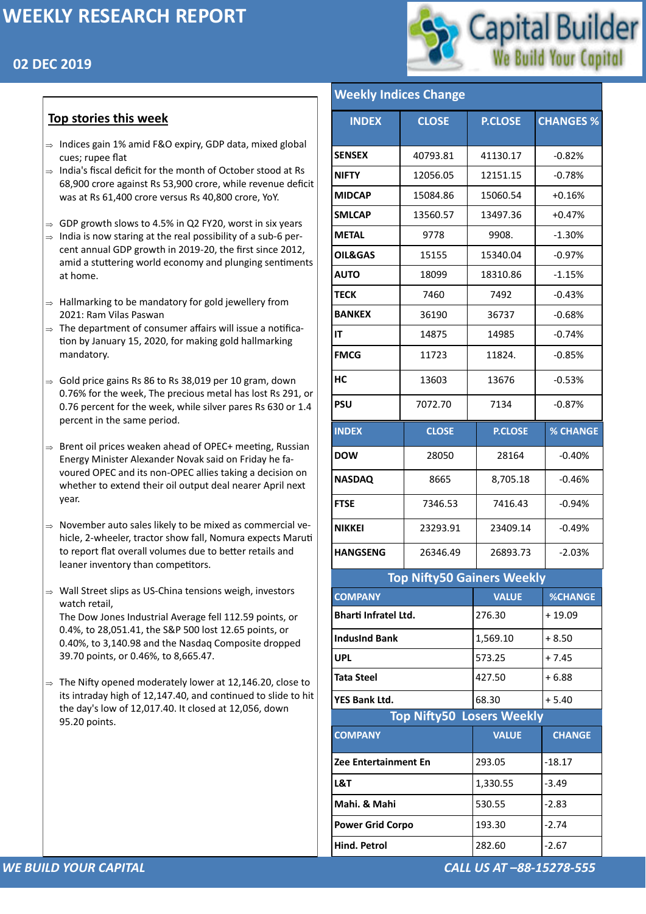# WEEKLY RESEARCH REPORT

## 02 DEC 2019

Capital Builder
We Build Your Capital

## Top stories this week

- Indices gain 1% amid F&O expiry, GDP data, mixed global cues; rupee flat
- India's fiscal deficit for the month of October stood at Rs 68,900 crore against Rs 53,900 crore, while revenue deficit was at Rs 61,400 crore versus Rs 40,800 crore, YoY.
- GDP growth slows to 4.5% in Q2 FY20, worst in six years
- India is now staring at the real possibility of a sub-6 per-cent annual GDP growth in 2019-20, the first since 2012, amid a stuttering world economy and plunging sentiments at home.
- Hallmarking to be mandatory for gold jewellery from 2021: Ram Vilas Paswan
- The department of consumer affairs will issue a notification by January 15, 2020, for making gold hallmarking mandatory.
- Gold price gains Rs 86 to Rs 38,019 per 10 gram, down 0.76% for the week, The precious metal has lost Rs 291, or 0.76 percent for the week, while silver pares Rs 630 or 1.4 percent in the same period.
- Brent oil prices weaken ahead of OPEC+ meeting, Russian Energy Minister Alexander Novak said on Friday he favoured OPEC and its non-OPEC allies taking a decision on whether to extend their oil output deal nearer April next year.
- November auto sales likely to be mixed as commercial vehicle, 2-wheeler, tractor show fall, Nomura expects Maruti to report flat overall volumes due to better retails and leaner inventory than competitors.
- Wall Street slips as US-China tensions weigh, investors watch retail,
  The Dow Jones Industrial Average fell 112.59 points, or 0.4%, to 28,051.41, the S&P 500 lost 12.65 points, or 0.40%, to 3,140.98 and the Nasdaq Composite dropped 39.70 points, or 0.46%, to 8,665.47.
- The Nifty opened moderately lower at 12,146.20, close to its intraday high of 12,147.40, and continued to slide to hit the day's low of 12,017.40. It closed at 12,056, down 95.20 points.

## Weekly Indices Change

| INDEX | CLOSE | P.CLOSE | CHANGES % |
|---|---|---|---|
| SENSEX | 40793.81 | 41130.17 | -0.82% |
| NIFTY | 12056.05 | 12151.15 | -0.78% |
| MIDCAP | 15084.86 | 15060.54 | +0.16% |
| SMLCAP | 13560.57 | 13497.36 | +0.47% |
| METAL | 9778 | 9908. | -1.30% |
| OIL&GAS | 15155 | 15340.04 | -0.97% |
| AUTO | 18099 | 18310.86 | -1.15% |
| TECK | 7460 | 7492 | -0.43% |
| BANKEX | 36190 | 36737 | -0.68% |
| IT | 14875 | 14985 | -0.74% |
| FMCG | 11723 | 11824. | -0.85% |
| HC | 13603 | 13676 | -0.53% |
| PSU | 7072.70 | 7134 | -0.87% |

| INDEX | CLOSE | P.CLOSE | % CHANGE |
|---|---|---|---|
| DOW | 28050 | 28164 | -0.40% |
| NASDAQ | 8665 | 8,705.18 | -0.46% |
| FTSE | 7346.53 | 7416.43 | -0.94% |
| NIKKEI | 23293.91 | 23409.14 | -0.49% |
| HANGSENG | 26346.49 | 26893.73 | -2.03% |

## Top Nifty50 Gainers Weekly

| COMPANY | VALUE | %CHANGE |
|---|---|---|
| Bharti Infratel Ltd. | 276.30 | + 19.09 |
| IndusInd Bank | 1,569.10 | + 8.50 |
| UPL | 573.25 | + 7.45 |
| Tata Steel | 427.50 | + 6.88 |
| YES Bank Ltd. | 68.30 | + 5.40 |

## Top Nifty50 Losers Weekly

| COMPANY | VALUE | CHANGE |
|---|---|---|
| Zee Entertainment En | 293.05 | -18.17 |
| L&T | 1,330.55 | -3.49 |
| Mahi. & Mahi | 530.55 | -2.83 |
| Power Grid Corpo | 193.30 | -2.74 |
| Hind. Petrol | 282.60 | -2.67 |

*WE BUILD YOUR CAPITAL* *CALL US AT –88-15278-555*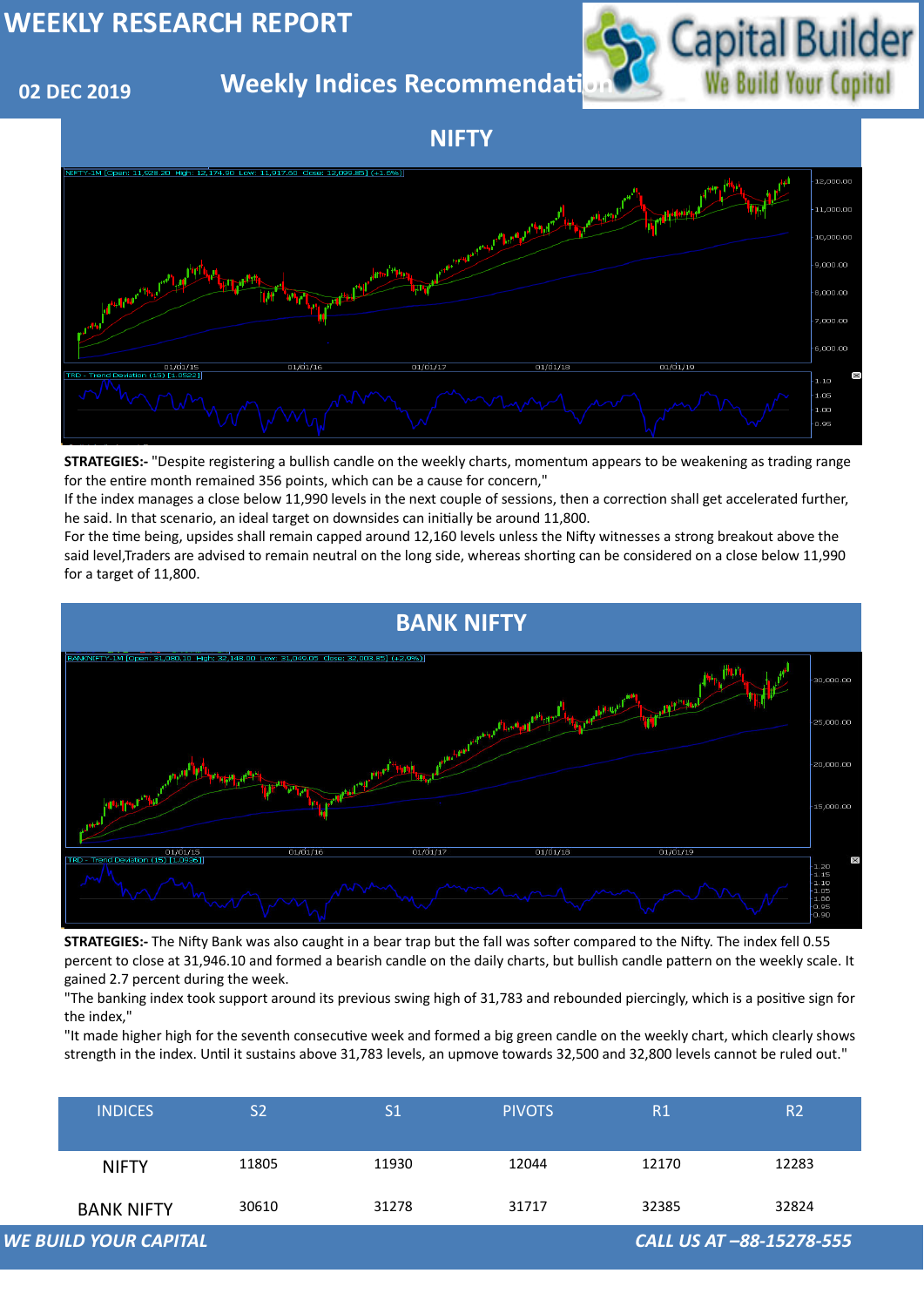# WEEKLY RESEARCH REPORT

02 DEC 2019

## Weekly Indices Recommendation

## NIFTY

**STRATEGIES:-** "Despite registering a bullish candle on the weekly charts, momentum appears to be weakening as trading range for the entire month remained 356 points, which can be a cause for concern,"
If the index manages a close below 11,990 levels in the next couple of sessions, then a correction shall get accelerated further, he said. In that scenario, an ideal target on downsides can initially be around 11,800.
For the time being, upsides shall remain capped around 12,160 levels unless the Nifty witnesses a strong breakout above the said level,Traders are advised to remain neutral on the long side, whereas shorting can be considered on a close below 11,990 for a target of 11,800.

## BANK NIFTY

**STRATEGIES:-** The Nifty Bank was also caught in a bear trap but the fall was softer compared to the Nifty. The index fell 0.55 percent to close at 31,946.10 and formed a bearish candle on the daily charts, but bullish candle pattern on the weekly scale. It gained 2.7 percent during the week.
"The banking index took support around its previous swing high of 31,783 and rebounded piercingly, which is a positive sign for the index,"
"It made higher high for the seventh consecutive week and formed a big green candle on the weekly chart, which clearly shows strength in the index. Until it sustains above 31,783 levels, an upmove towards 32,500 and 32,800 levels cannot be ruled out."

| INDICES | S2 | S1 | PIVOTS | R1 | R2 |
|---|---|---|---|---|---|
| NIFTY | 11805 | 11930 | 12044 | 12170 | 12283 |
| BANK NIFTY | 30610 | 31278 | 31717 | 32385 | 32824 |

*WE BUILD YOUR CAPITAL* — *CALL US AT –88-15278-555*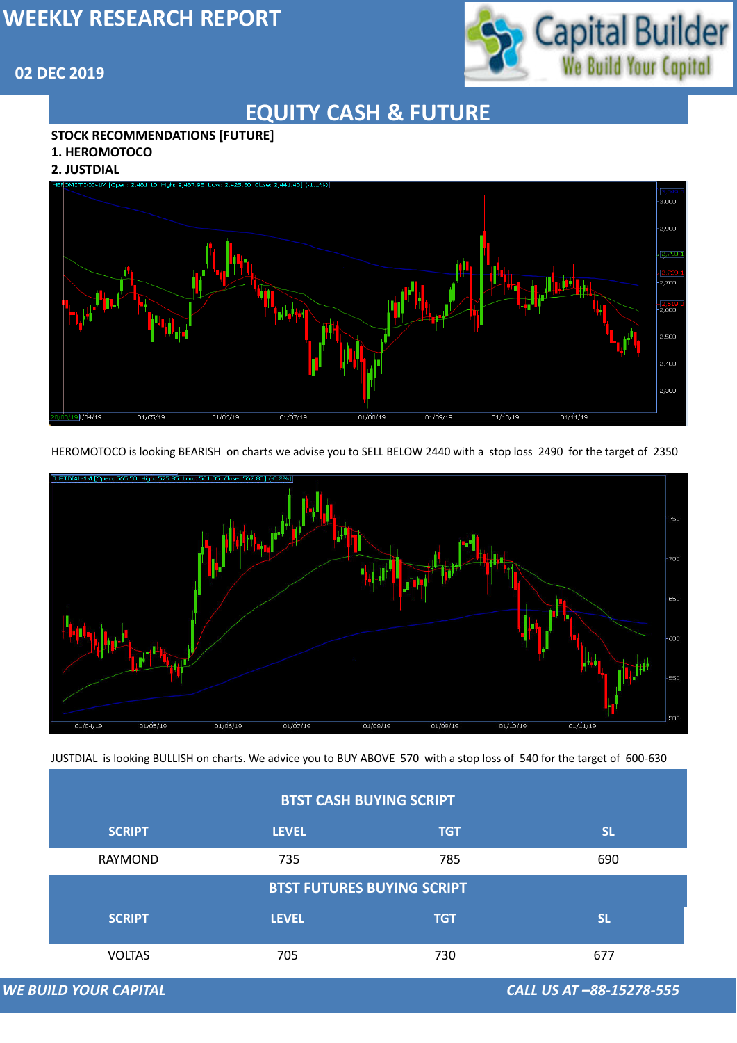# WEEKLY RESEARCH REPORT

**02 DEC 2019**

## EQUITY CASH & FUTURE

**STOCK RECOMMENDATIONS [FUTURE]**

**1. HEROMOTOCO**

**2. JUSTDIAL**

HEROMOTOCO is looking BEARISH on charts we advise you to SELL BELOW 2440 with a stop loss 2490 for the target of 2350

JUSTDIAL is looking BULLISH on charts. We advice you to BUY ABOVE 570 with a stop loss of 540 for the target of 600-630

| BTST CASH BUYING SCRIPT | | | |
|---|---|---|---|
| **SCRIPT** | **LEVEL** | **TGT** | **SL** |
| RAYMOND | 735 | 785 | 690 |

| BTST FUTURES BUYING SCRIPT | | | |
|---|---|---|---|
| **SCRIPT** | **LEVEL** | **TGT** | **SL** |
| VOLTAS | 705 | 730 | 677 |

*WE BUILD YOUR CAPITAL* *CALL US AT –88-15278-555*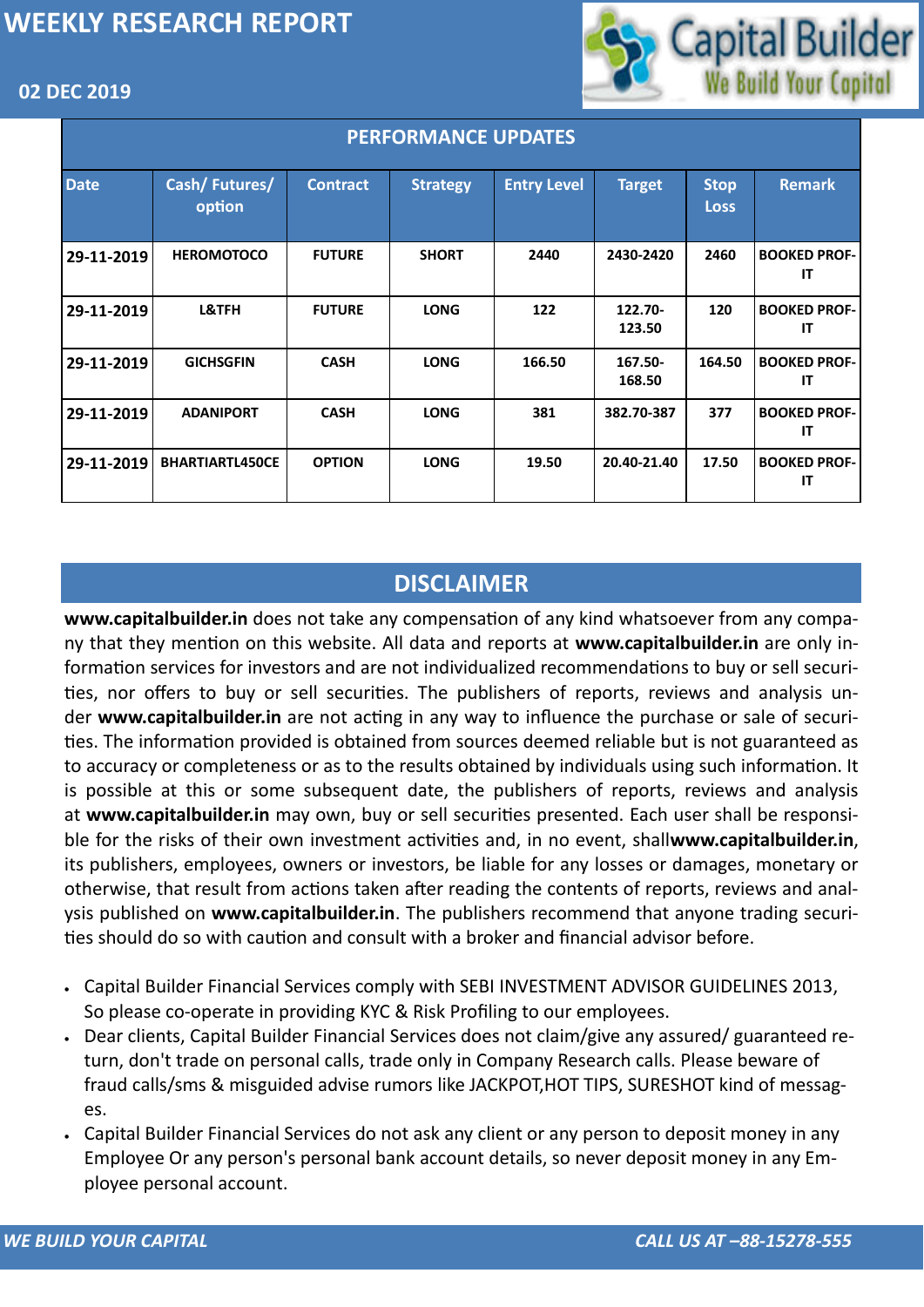# WEEKLY RESEARCH REPORT

**02 DEC 2019**

## PERFORMANCE UPDATES

| Date | Cash/ Futures/ option | Contract | Strategy | Entry Level | Target | Stop Loss | Remark |
|---|---|---|---|---|---|---|---|
| 29-11-2019 | HEROMOTOCO | FUTURE | SHORT | 2440 | 2430-2420 | 2460 | BOOKED PROFIT |
| 29-11-2019 | L&TFH | FUTURE | LONG | 122 | 122.70-123.50 | 120 | BOOKED PROFIT |
| 29-11-2019 | GICHSGFIN | CASH | LONG | 166.50 | 167.50-168.50 | 164.50 | BOOKED PROFIT |
| 29-11-2019 | ADANIPORT | CASH | LONG | 381 | 382.70-387 | 377 | BOOKED PROFIT |
| 29-11-2019 | BHARTIARTL450CE | OPTION | LONG | 19.50 | 20.40-21.40 | 17.50 | BOOKED PROFIT |

## DISCLAIMER

**www.capitalbuilder.in** does not take any compensation of any kind whatsoever from any company that they mention on this website. All data and reports at **www.capitalbuilder.in** are only information services for investors and are not individualized recommendations to buy or sell securities, nor offers to buy or sell securities. The publishers of reports, reviews and analysis under **www.capitalbuilder.in** are not acting in any way to influence the purchase or sale of securities. The information provided is obtained from sources deemed reliable but is not guaranteed as to accuracy or completeness or as to the results obtained by individuals using such information. It is possible at this or some subsequent date, the publishers of reports, reviews and analysis at **www.capitalbuilder.in** may own, buy or sell securities presented. Each user shall be responsible for the risks of their own investment activities and, in no event, shall**www.capitalbuilder.in**, its publishers, employees, owners or investors, be liable for any losses or damages, monetary or otherwise, that result from actions taken after reading the contents of reports, reviews and analysis published on **www.capitalbuilder.in**. The publishers recommend that anyone trading securities should do so with caution and consult with a broker and financial advisor before.

- Capital Builder Financial Services comply with SEBI INVESTMENT ADVISOR GUIDELINES 2013, So please co-operate in providing KYC & Risk Profiling to our employees.
- Dear clients, Capital Builder Financial Services does not claim/give any assured/ guaranteed return, don't trade on personal calls, trade only in Company Research calls. Please beware of fraud calls/sms & misguided advise rumors like JACKPOT,HOT TIPS, SURESHOT kind of messages.
- Capital Builder Financial Services do not ask any client or any person to deposit money in any Employee Or any person's personal bank account details, so never deposit money in any Employee personal account.

*WE BUILD YOUR CAPITAL* *CALL US AT –88-15278-555*